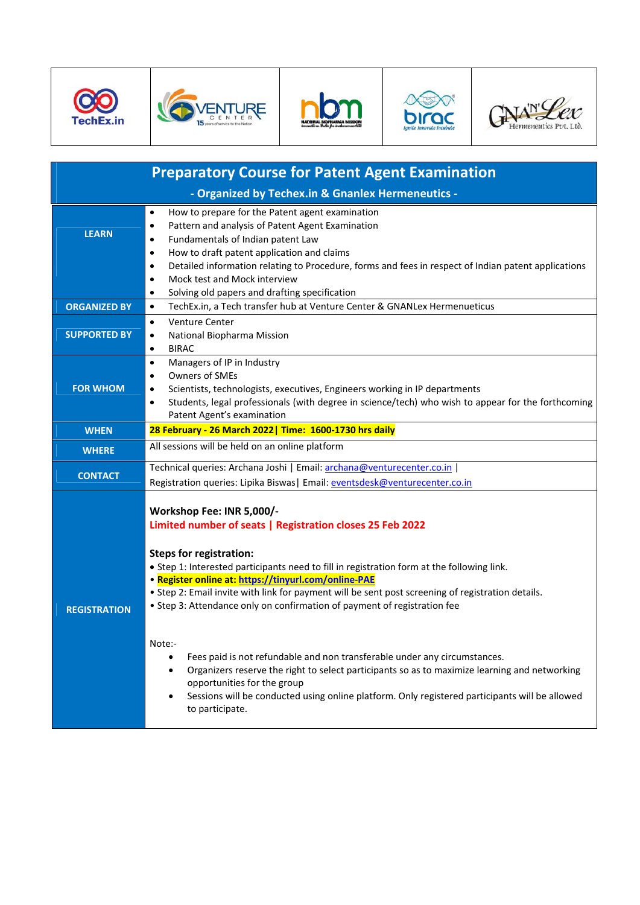TechEx.in | VENTURE CENTER | nbm | birac | GNANLex Hermeneutics Pvt. Ltd.

# Preparatory Course for Patent Agent Examination

## - Organized by Techex.in & Gnanlex Hermeneutics -

| | |
|---|---|
| **LEARN** | • How to prepare for the Patent agent examination<br>• Pattern and analysis of Patent Agent Examination<br>• Fundamentals of Indian patent Law<br>• How to draft patent application and claims<br>• Detailed information relating to Procedure, forms and fees in respect of Indian patent applications<br>• Mock test and Mock interview<br>• Solving old papers and drafting specification |
| **ORGANIZED BY** | • TechEx.in, a Tech transfer hub at Venture Center & GNANLex Hermenueticus |
| **SUPPORTED BY** | • Venture Center<br>• National Biopharma Mission<br>• BIRAC |
| **FOR WHOM** | • Managers of IP in Industry<br>• Owners of SMEs<br>• Scientists, technologists, executives, Engineers working in IP departments<br>• Students, legal professionals (with degree in science/tech) who wish to appear for the forthcoming Patent Agent's examination |
| **WHEN** | **28 February - 26 March 2022\| Time: 1600-1730 hrs daily** |
| **WHERE** | All sessions will be held on an online platform |
| **CONTACT** | Technical queries: Archana Joshi \| Email: archana@venturecenter.co.in \|<br>Registration queries: Lipika Biswas\| Email: eventsdesk@venturecenter.co.in |
| **REGISTRATION** | **Workshop Fee: INR 5,000/-**<br>**Limited number of seats \| Registration closes 25 Feb 2022**<br><br>**Steps for registration:**<br>• Step 1: Interested participants need to fill in registration form at the following link.<br>• **Register online at: https://tinyurl.com/online-PAE**<br>• Step 2: Email invite with link for payment will be sent post screening of registration details.<br>• Step 3: Attendance only on confirmation of payment of registration fee<br><br>Note:-<br>• Fees paid is not refundable and non transferable under any circumstances.<br>• Organizers reserve the right to select participants so as to maximize learning and networking opportunities for the group<br>• Sessions will be conducted using online platform. Only registered participants will be allowed to participate. |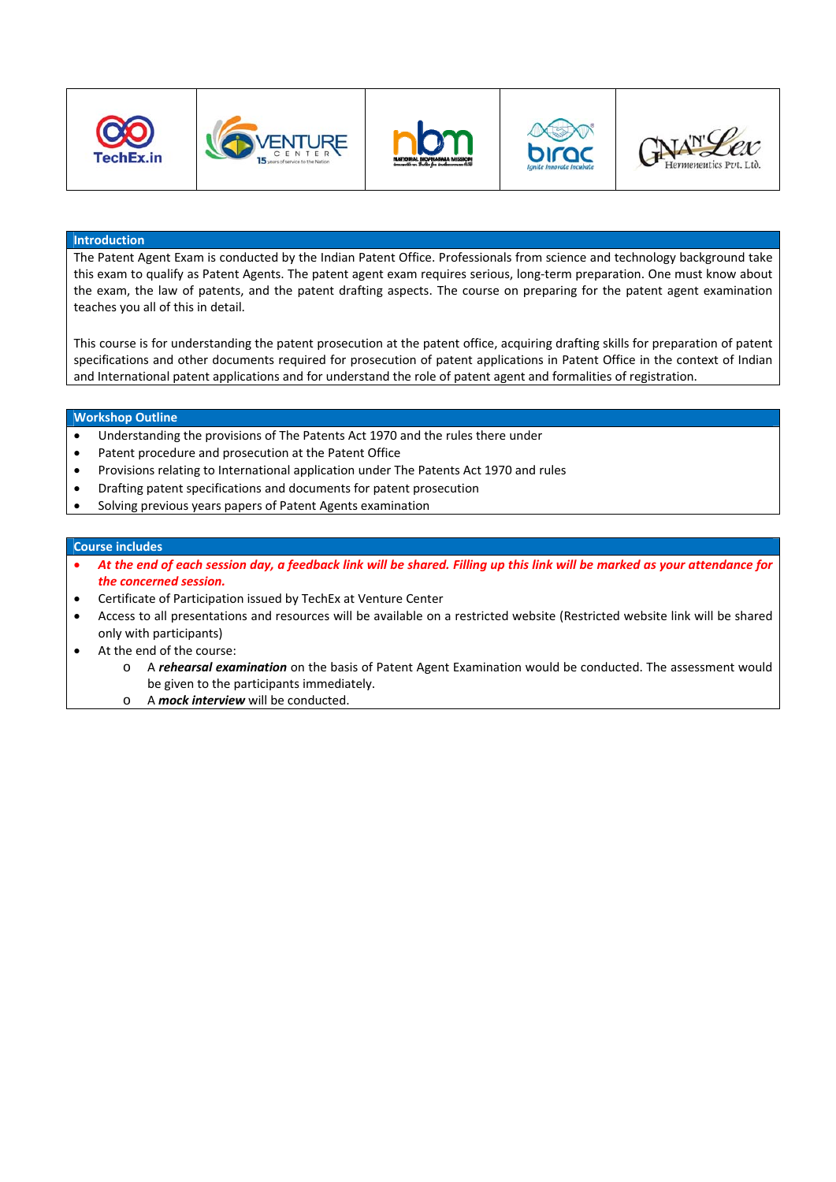## Introduction

The Patent Agent Exam is conducted by the Indian Patent Office. Professionals from science and technology background take this exam to qualify as Patent Agents. The patent agent exam requires serious, long-term preparation. One must know about the exam, the law of patents, and the patent drafting aspects. The course on preparing for the patent agent examination teaches you all of this in detail.

This course is for understanding the patent prosecution at the patent office, acquiring drafting skills for preparation of patent specifications and other documents required for prosecution of patent applications in Patent Office in the context of Indian and International patent applications and for understand the role of patent agent and formalities of registration.

## Workshop Outline

- Understanding the provisions of The Patents Act 1970 and the rules there under
- Patent procedure and prosecution at the Patent Office
- Provisions relating to International application under The Patents Act 1970 and rules
- Drafting patent specifications and documents for patent prosecution
- Solving previous years papers of Patent Agents examination

## Course includes

- ***At the end of each session day, a feedback link will be shared. Filling up this link will be marked as your attendance for the concerned session.***
- Certificate of Participation issued by TechEx at Venture Center
- Access to all presentations and resources will be available on a restricted website (Restricted website link will be shared only with participants)
- At the end of the course:
  - A ***rehearsal examination*** on the basis of Patent Agent Examination would be conducted. The assessment would be given to the participants immediately.
  - A ***mock interview*** will be conducted.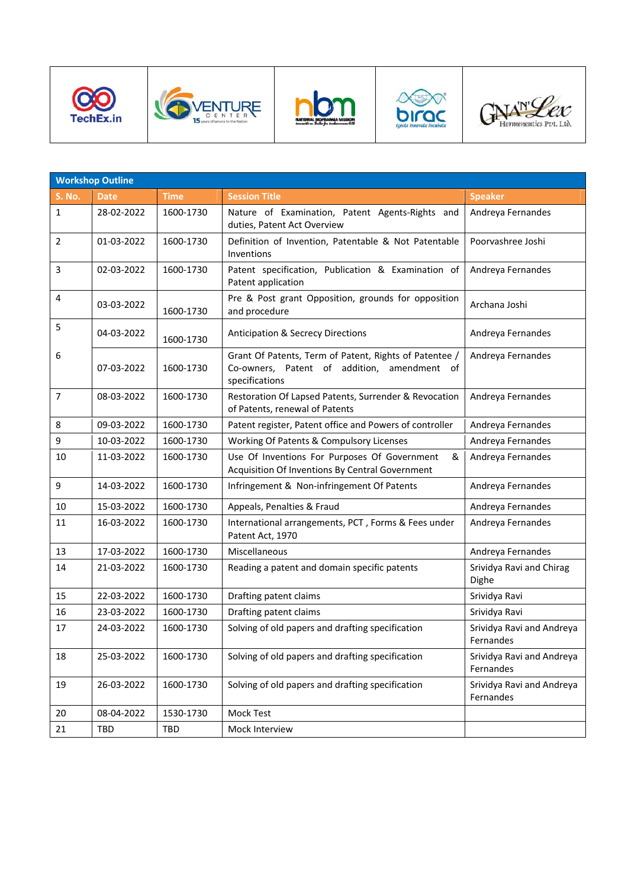| Workshop Outline | | | | |
|---|---|---|---|---|
| **S. No.** | **Date** | **Time** | **Session Title** | **Speaker** |
| 1 | 28-02-2022 | 1600-1730 | Nature of Examination, Patent Agents-Rights and duties, Patent Act Overview | Andreya Fernandes |
| 2 | 01-03-2022 | 1600-1730 | Definition of Invention, Patentable & Not Patentable Inventions | Poorvashree Joshi |
| 3 | 02-03-2022 | 1600-1730 | Patent specification, Publication & Examination of Patent application | Andreya Fernandes |
| 4 | 03-03-2022 | 1600-1730 | Pre & Post grant Opposition, grounds for opposition and procedure | Archana Joshi |
| 5 | 04-03-2022 | 1600-1730 | Anticipation & Secrecy Directions | Andreya Fernandes |
| 6 | 07-03-2022 | 1600-1730 | Grant Of Patents, Term of Patent, Rights of Patentee / Co-owners, Patent of addition, amendment of specifications | Andreya Fernandes |
| 7 | 08-03-2022 | 1600-1730 | Restoration Of Lapsed Patents, Surrender & Revocation of Patents, renewal of Patents | Andreya Fernandes |
| 8 | 09-03-2022 | 1600-1730 | Patent register, Patent office and Powers of controller | Andreya Fernandes |
| 9 | 10-03-2022 | 1600-1730 | Working Of Patents & Compulsory Licenses | Andreya Fernandes |
| 10 | 11-03-2022 | 1600-1730 | Use Of Inventions For Purposes Of Government & Acquisition Of Inventions By Central Government | Andreya Fernandes |
| 9 | 14-03-2022 | 1600-1730 | Infringement & Non-infringement Of Patents | Andreya Fernandes |
| 10 | 15-03-2022 | 1600-1730 | Appeals, Penalties & Fraud | Andreya Fernandes |
| 11 | 16-03-2022 | 1600-1730 | International arrangements, PCT , Forms & Fees under Patent Act, 1970 | Andreya Fernandes |
| 13 | 17-03-2022 | 1600-1730 | Miscellaneous | Andreya Fernandes |
| 14 | 21-03-2022 | 1600-1730 | Reading a patent and domain specific patents | Srividya Ravi and Chirag Dighe |
| 15 | 22-03-2022 | 1600-1730 | Drafting patent claims | Srividya Ravi |
| 16 | 23-03-2022 | 1600-1730 | Drafting patent claims | Srividya Ravi |
| 17 | 24-03-2022 | 1600-1730 | Solving of old papers and drafting specification | Srividya Ravi and Andreya Fernandes |
| 18 | 25-03-2022 | 1600-1730 | Solving of old papers and drafting specification | Srividya Ravi and Andreya Fernandes |
| 19 | 26-03-2022 | 1600-1730 | Solving of old papers and drafting specification | Srividya Ravi and Andreya Fernandes |
| 20 | 08-04-2022 | 1530-1730 | Mock Test | |
| 21 | TBD | TBD | Mock Interview | |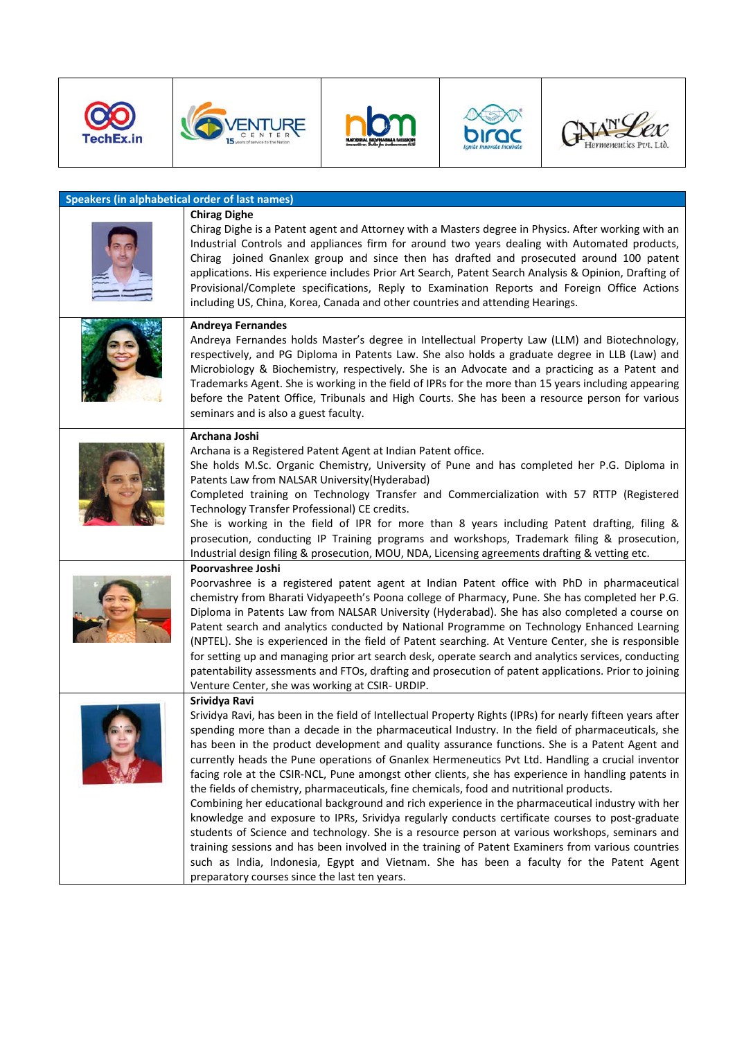| Speakers (in alphabetical order of last names) | |
|---|---|
| | **Chirag Dighe**<br>Chirag Dighe is a Patent agent and Attorney with a Masters degree in Physics. After working with an Industrial Controls and appliances firm for around two years dealing with Automated products, Chirag joined Gnanlex group and since then has drafted and prosecuted around 100 patent applications. His experience includes Prior Art Search, Patent Search Analysis & Opinion, Drafting of Provisional/Complete specifications, Reply to Examination Reports and Foreign Office Actions including US, China, Korea, Canada and other countries and attending Hearings. |
| | **Andreya Fernandes**<br>Andreya Fernandes holds Master's degree in Intellectual Property Law (LLM) and Biotechnology, respectively, and PG Diploma in Patents Law. She also holds a graduate degree in LLB (Law) and Microbiology & Biochemistry, respectively. She is an Advocate and a practicing as a Patent and Trademarks Agent. She is working in the field of IPRs for the more than 15 years including appearing before the Patent Office, Tribunals and High Courts. She has been a resource person for various seminars and is also a guest faculty. |
| | **Archana Joshi**<br>Archana is a Registered Patent Agent at Indian Patent office.<br>She holds M.Sc. Organic Chemistry, University of Pune and has completed her P.G. Diploma in Patents Law from NALSAR University(Hyderabad)<br>Completed training on Technology Transfer and Commercialization with 57 RTTP (Registered Technology Transfer Professional) CE credits.<br>She is working in the field of IPR for more than 8 years including Patent drafting, filing & prosecution, conducting IP Training programs and workshops, Trademark filing & prosecution, Industrial design filing & prosecution, MOU, NDA, Licensing agreements drafting & vetting etc. |
| | **Poorvashree Joshi**<br>Poorvashree is a registered patent agent at Indian Patent office with PhD in pharmaceutical chemistry from Bharati Vidyapeeth's Poona college of Pharmacy, Pune. She has completed her P.G. Diploma in Patents Law from NALSAR University (Hyderabad). She has also completed a course on Patent search and analytics conducted by National Programme on Technology Enhanced Learning (NPTEL). She is experienced in the field of Patent searching. At Venture Center, she is responsible for setting up and managing prior art search desk, operate search and analytics services, conducting patentability assessments and FTOs, drafting and prosecution of patent applications. Prior to joining Venture Center, she was working at CSIR- URDIP. |
| | **Srividya Ravi**<br>Srividya Ravi, has been in the field of Intellectual Property Rights (IPRs) for nearly fifteen years after spending more than a decade in the pharmaceutical Industry. In the field of pharmaceuticals, she has been in the product development and quality assurance functions. She is a Patent Agent and currently heads the Pune operations of Gnanlex Hermeneutics Pvt Ltd. Handling a crucial inventor facing role at the CSIR-NCL, Pune amongst other clients, she has experience in handling patents in the fields of chemistry, pharmaceuticals, fine chemicals, food and nutritional products.<br>Combining her educational background and rich experience in the pharmaceutical industry with her knowledge and exposure to IPRs, Srividya regularly conducts certificate courses to post-graduate students of Science and technology. She is a resource person at various workshops, seminars and training sessions and has been involved in the training of Patent Examiners from various countries such as India, Indonesia, Egypt and Vietnam. She has been a faculty for the Patent Agent preparatory courses since the last ten years. |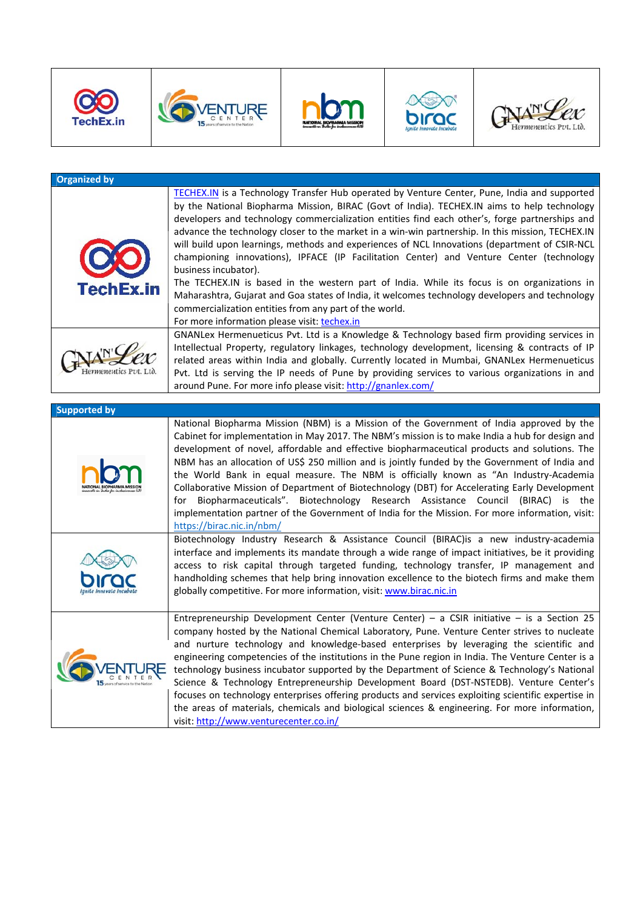| | |
|---|---|
| TechEx.in | VENTURE CENTER 15 years of service to the Nation |
| nbm NATIONAL BIOPHARMA MISSION | birac Ignite Innovate Incubate |
| GNA'N'Lex Hermeneutics Pvt. Ltd. | |

| Organized by | |
|---|---|
| TechEx.in | TECHEX.IN is a Technology Transfer Hub operated by Venture Center, Pune, India and supported by the National Biopharma Mission, BIRAC (Govt of India). TECHEX.IN aims to help technology developers and technology commercialization entities find each other's, forge partnerships and advance the technology closer to the market in a win-win partnership. In this mission, TECHEX.IN will build upon learnings, methods and experiences of NCL Innovations (department of CSIR-NCL championing innovations), IPFACE (IP Facilitation Center) and Venture Center (technology business incubator).<br>The TECHEX.IN is based in the western part of India. While its focus is on organizations in Maharashtra, Gujarat and Goa states of India, it welcomes technology developers and technology commercialization entities from any part of the world.<br>For more information please visit: techex.in |
| GNA'N'Lex Hermeneutics Pvt. Ltd. | GNANLex Hermenueticus Pvt. Ltd is a Knowledge & Technology based firm providing services in Intellectual Property, regulatory linkages, technology development, licensing & contracts of IP related areas within India and globally. Currently located in Mumbai, GNANLex Hermenueticus Pvt. Ltd is serving the IP needs of Pune by providing services to various organizations in and around Pune. For more info please visit: http://gnanlex.com/ |

| Supported by | |
|---|---|
| nbm NATIONAL BIOPHARMA MISSION | National Biopharma Mission (NBM) is a Mission of the Government of India approved by the Cabinet for implementation in May 2017. The NBM's mission is to make India a hub for design and development of novel, affordable and effective biopharmaceutical products and solutions. The NBM has an allocation of US$ 250 million and is jointly funded by the Government of India and the World Bank in equal measure. The NBM is officially known as "An Industry-Academia Collaborative Mission of Department of Biotechnology (DBT) for Accelerating Early Development for Biopharmaceuticals". Biotechnology Research Assistance Council (BIRAC) is the implementation partner of the Government of India for the Mission. For more information, visit: https://birac.nic.in/nbm/ |
| birac Ignite Innovate Incubate | Biotechnology Industry Research & Assistance Council (BIRAC)is a new industry-academia interface and implements its mandate through a wide range of impact initiatives, be it providing access to risk capital through targeted funding, technology transfer, IP management and handholding schemes that help bring innovation excellence to the biotech firms and make them globally competitive. For more information, visit: www.birac.nic.in |
| VENTURE CENTER 15 years of service to the Nation | Entrepreneurship Development Center (Venture Center) – a CSIR initiative – is a Section 25 company hosted by the National Chemical Laboratory, Pune. Venture Center strives to nucleate and nurture technology and knowledge-based enterprises by leveraging the scientific and engineering competencies of the institutions in the Pune region in India. The Venture Center is a technology business incubator supported by the Department of Science & Technology's National Science & Technology Entrepreneurship Development Board (DST-NSTEDB). Venture Center's focuses on technology enterprises offering products and services exploiting scientific expertise in the areas of materials, chemicals and biological sciences & engineering. For more information, visit: http://www.venturecenter.co.in/ |